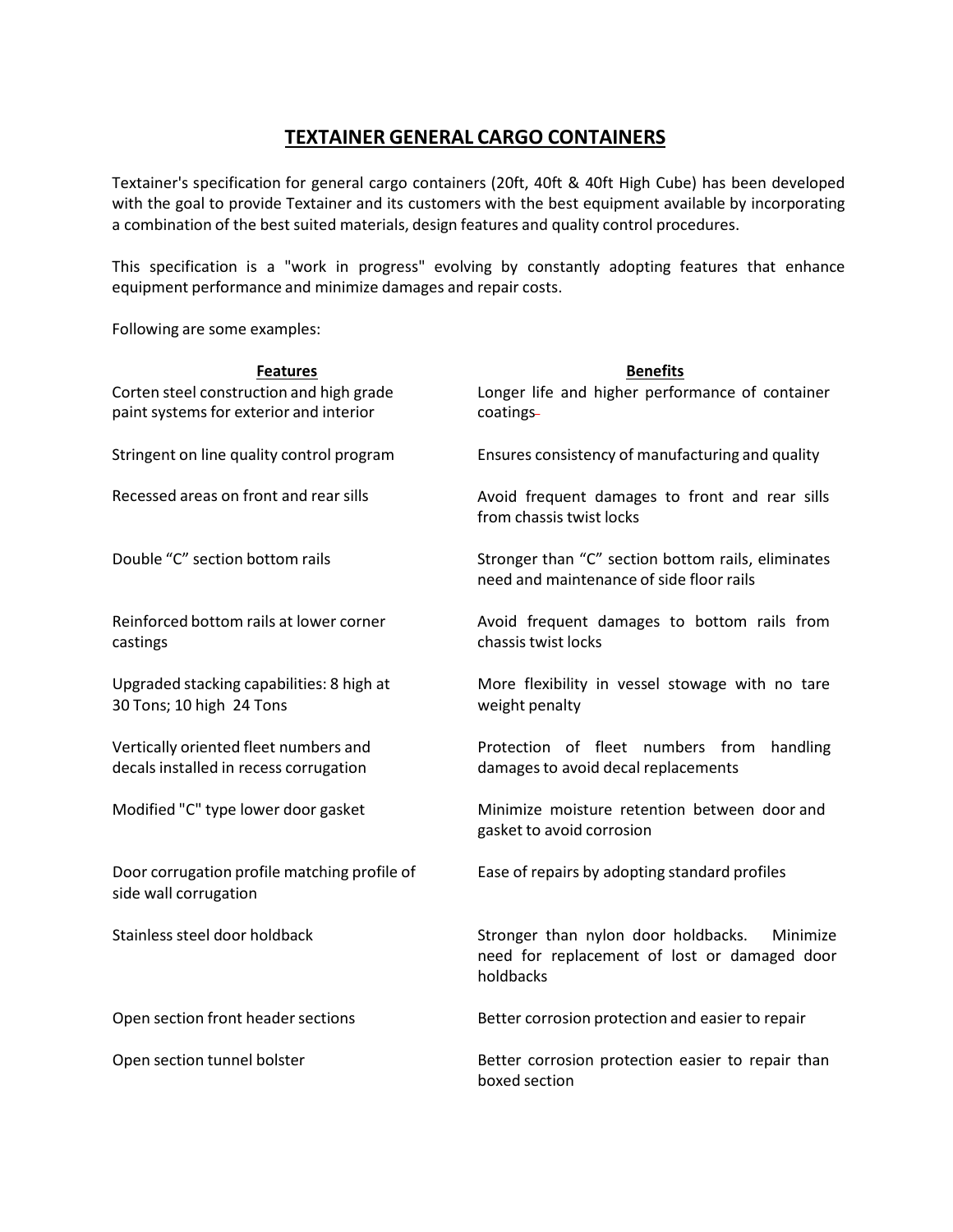# TEXTAINER GENERAL CARGO CONTAINERS

Textainer's specification for general cargo containers (20ft, 40ft & 40ft High Cube) has been developed with the goal to provide Textainer and its customers with the best equipment available by incorporating a combination of the best suited materials, design features and quality control procedures.

This specification is a "work in progress" evolving by constantly adopting features that enhance equipment performance and minimize damages and repair costs.

Following are some examples:

| Features | Benefits |
| --- | --- |
| Corten steel construction and high grade paint systems for exterior and interior | Longer life and higher performance of container coatings |
| Stringent on line quality control program | Ensures consistency of manufacturing and quality |
| Recessed areas on front and rear sills | Avoid frequent damages to front and rear sills from chassis twist locks |
| Double "C" section bottom rails | Stronger than "C" section bottom rails, eliminates need and maintenance of side floor rails |
| Reinforced bottom rails at lower corner castings | Avoid frequent damages to bottom rails from chassis twist locks |
| Upgraded stacking capabilities: 8 high at 30 Tons; 10 high 24 Tons | More flexibility in vessel stowage with no tare weight penalty |
| Vertically oriented fleet numbers and decals installed in recess corrugation | Protection of fleet numbers from handling damages to avoid decal replacements |
| Modified "C" type lower door gasket | Minimize moisture retention between door and gasket to avoid corrosion |
| Door corrugation profile matching profile of side wall corrugation | Ease of repairs by adopting standard profiles |
| Stainless steel door holdback | Stronger than nylon door holdbacks. Minimize need for replacement of lost or damaged door holdbacks |
| Open section front header sections | Better corrosion protection and easier to repair |
| Open section tunnel bolster | Better corrosion protection easier to repair than boxed section |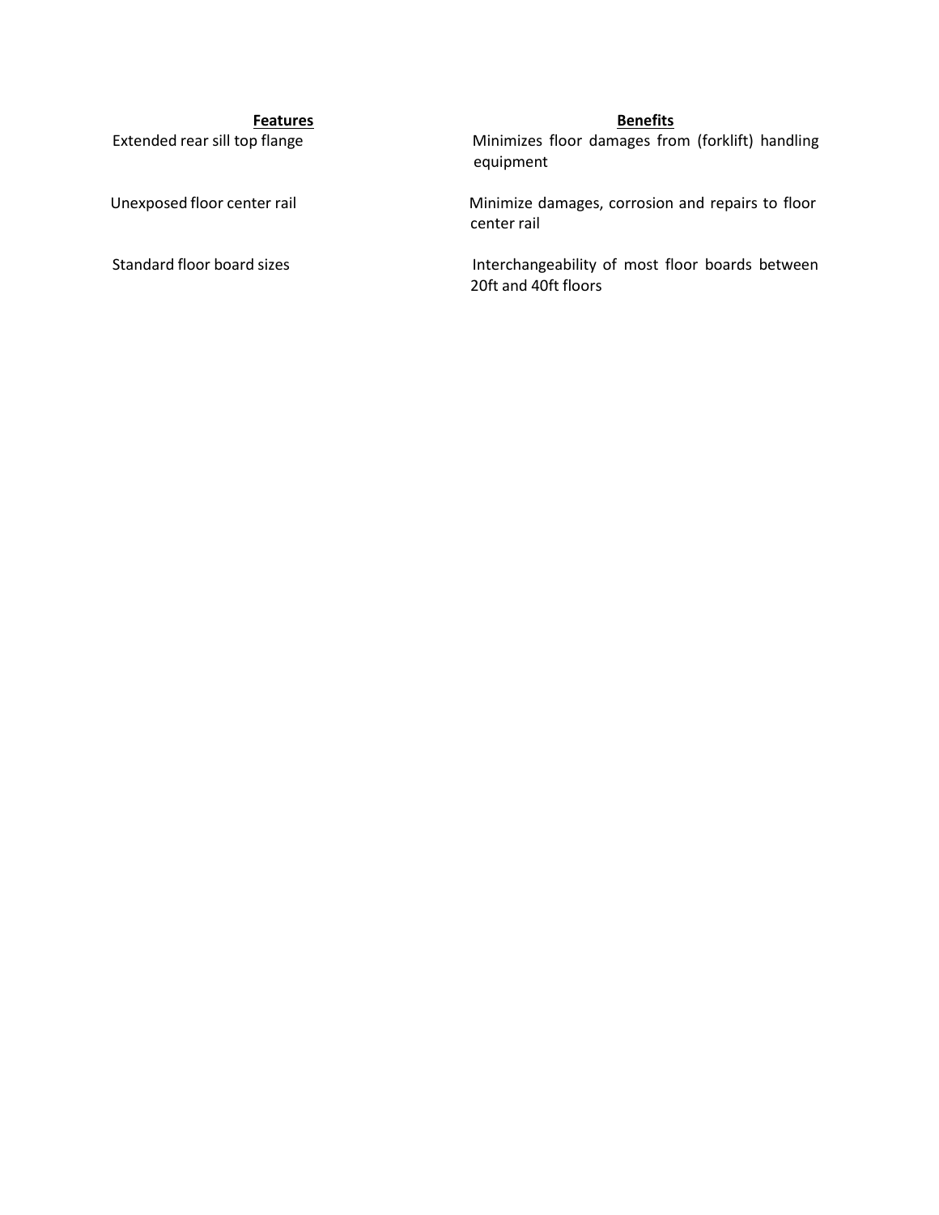| **Features** | **Benefits** |
| --- | --- |
| Extended rear sill top flange | Minimizes floor damages from (forklift) handling equipment |
| Unexposed floor center rail | Minimize damages, corrosion and repairs to floor center rail |
| Standard floor board sizes | Interchangeability of most floor boards between 20ft and 40ft floors |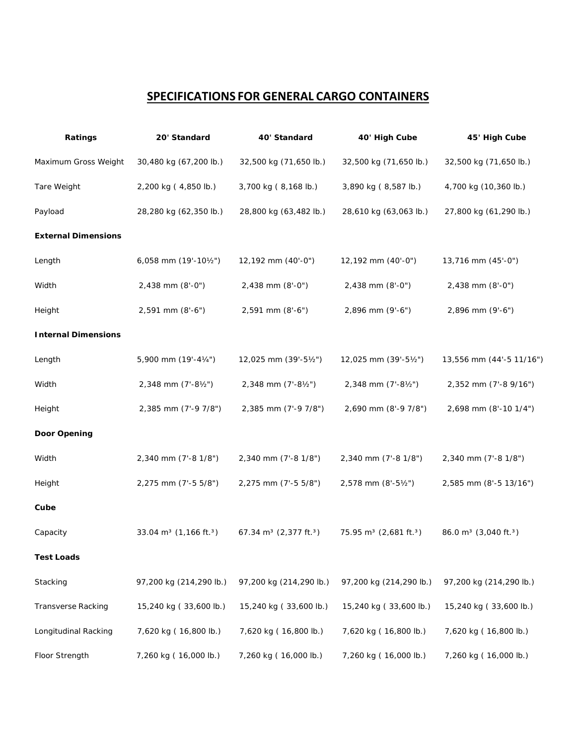# SPECIFICATIONS FOR GENERAL CARGO CONTAINERS

| Ratings | 20' Standard | 40' Standard | 40' High Cube | 45' High Cube |
|---|---|---|---|---|
| Maximum Gross Weight | 30,480 kg (67,200 lb.) | 32,500 kg (71,650 lb.) | 32,500 kg (71,650 lb.) | 32,500 kg (71,650 lb.) |
| Tare Weight | 2,200 kg ( 4,850 lb.) | 3,700 kg ( 8,168 lb.) | 3,890 kg ( 8,587 lb.) | 4,700 kg (10,360 lb.) |
| Payload | 28,280 kg (62,350 lb.) | 28,800 kg (63,482 lb.) | 28,610 kg (63,063 lb.) | 27,800 kg (61,290 lb.) |
| **External Dimensions** | | | | |
| Length | 6,058 mm (19'-10½") | 12,192 mm (40'-0") | 12,192 mm (40'-0") | 13,716 mm (45'-0") |
| Width | 2,438 mm (8'-0") | 2,438 mm (8'-0") | 2,438 mm (8'-0") | 2,438 mm (8'-0") |
| Height | 2,591 mm (8'-6") | 2,591 mm (8'-6") | 2,896 mm (9'-6") | 2,896 mm (9'-6") |
| **Internal Dimensions** | | | | |
| Length | 5,900 mm (19'-4¼") | 12,025 mm (39'-5½") | 12,025 mm (39'-5½") | 13,556 mm (44'-5 11/16") |
| Width | 2,348 mm (7'-8½") | 2,348 mm (7'-8½") | 2,348 mm (7'-8½") | 2,352 mm (7'-8 9/16") |
| Height | 2,385 mm (7'-9 7/8") | 2,385 mm (7'-9 7/8") | 2,690 mm (8'-9 7/8") | 2,698 mm (8'-10 1/4") |
| **Door Opening** | | | | |
| Width | 2,340 mm (7'-8 1/8") | 2,340 mm (7'-8 1/8") | 2,340 mm (7'-8 1/8") | 2,340 mm (7'-8 1/8") |
| Height | 2,275 mm (7'-5 5/8") | 2,275 mm (7'-5 5/8") | 2,578 mm (8'-5½") | 2,585 mm (8'-5 13/16") |
| **Cube** | | | | |
| Capacity | 33.04 $m^3$ (1,166 $ft.^3$) | 67.34 $m^3$ (2,377 $ft.^3$) | 75.95 $m^3$ (2,681 $ft.^3$) | 86.0 $m^3$ (3,040 $ft.^3$) |
| **Test Loads** | | | | |
| Stacking | 97,200 kg (214,290 lb.) | 97,200 kg (214,290 lb.) | 97,200 kg (214,290 lb.) | 97,200 kg (214,290 lb.) |
| Transverse Racking | 15,240 kg ( 33,600 lb.) | 15,240 kg ( 33,600 lb.) | 15,240 kg ( 33,600 lb.) | 15,240 kg ( 33,600 lb.) |
| Longitudinal Racking | 7,620 kg ( 16,800 lb.) | 7,620 kg ( 16,800 lb.) | 7,620 kg ( 16,800 lb.) | 7,620 kg ( 16,800 lb.) |
| Floor Strength | 7,260 kg ( 16,000 lb.) | 7,260 kg ( 16,000 lb.) | 7,260 kg ( 16,000 lb.) | 7,260 kg ( 16,000 lb.) |